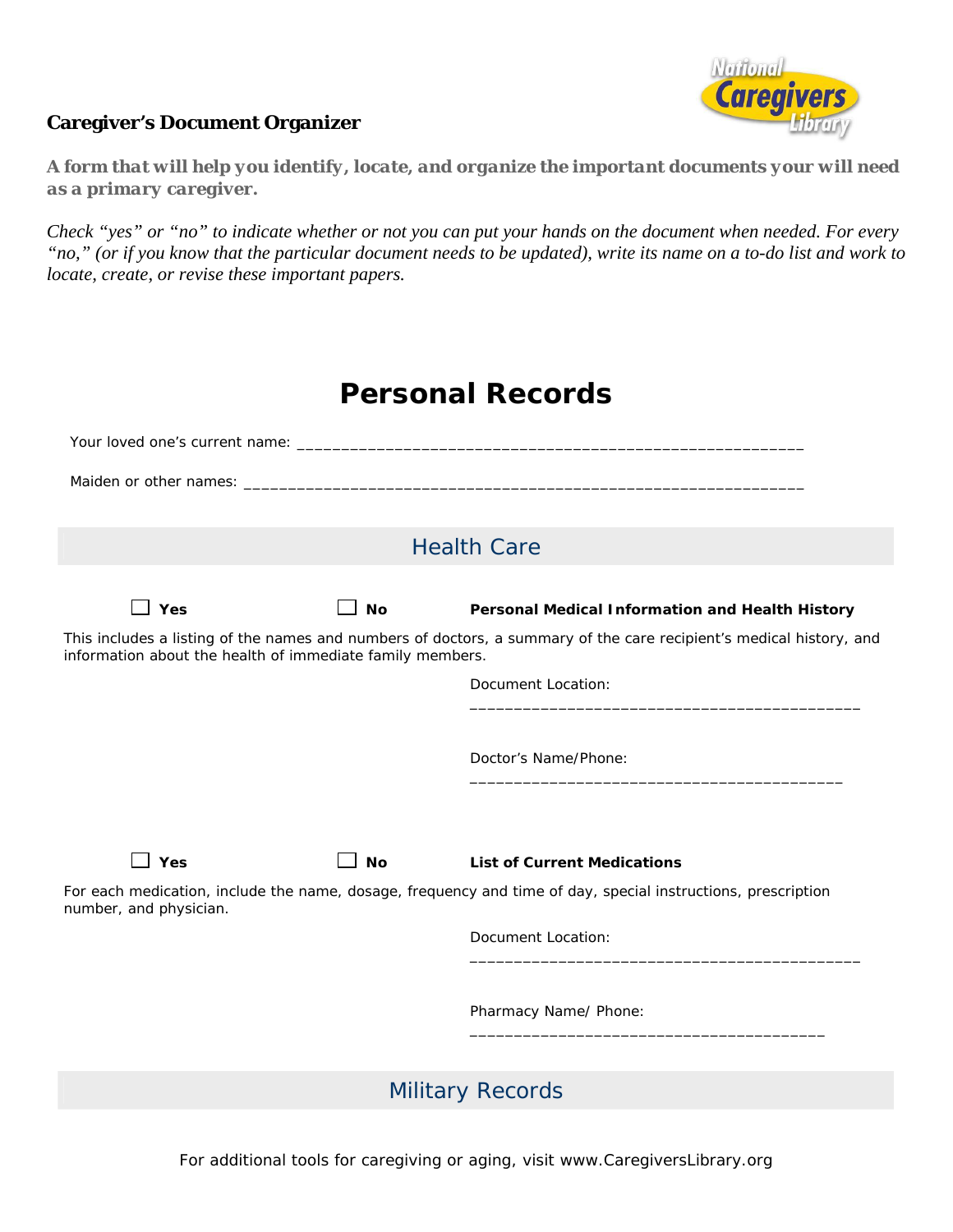**Caregiver's Document Organizer**

***A form that will help you identify, locate, and organize the important documents your will need as a primary caregiver.***

*Check "yes" or "no" to indicate whether or not you can put your hands on the document when needed. For every "no," (or if you know that the particular document needs to be updated), write its name on a to-do list and work to locate, create, or revise these important papers.*

# Personal Records

Your loved one's current name: ___________________________________________________________

Maiden or other names: ______________________________________________________________

## Health Care

☐ **Yes** ☐ **No** **Personal Medical Information and Health History**

This includes a listing of the names and numbers of doctors, a summary of the care recipient's medical history, and information about the health of immediate family members.

Document Location: ____________________________________________

Doctor's Name/Phone: __________________________________________

☐ **Yes** ☐ **No** **List of Current Medications**

For each medication, include the name, dosage, frequency and time of day, special instructions, prescription number, and physician.

Document Location: ____________________________________________

Pharmacy Name/ Phone: ________________________________________

## Military Records

For additional tools for caregiving or aging, visit www.CaregiversLibrary.org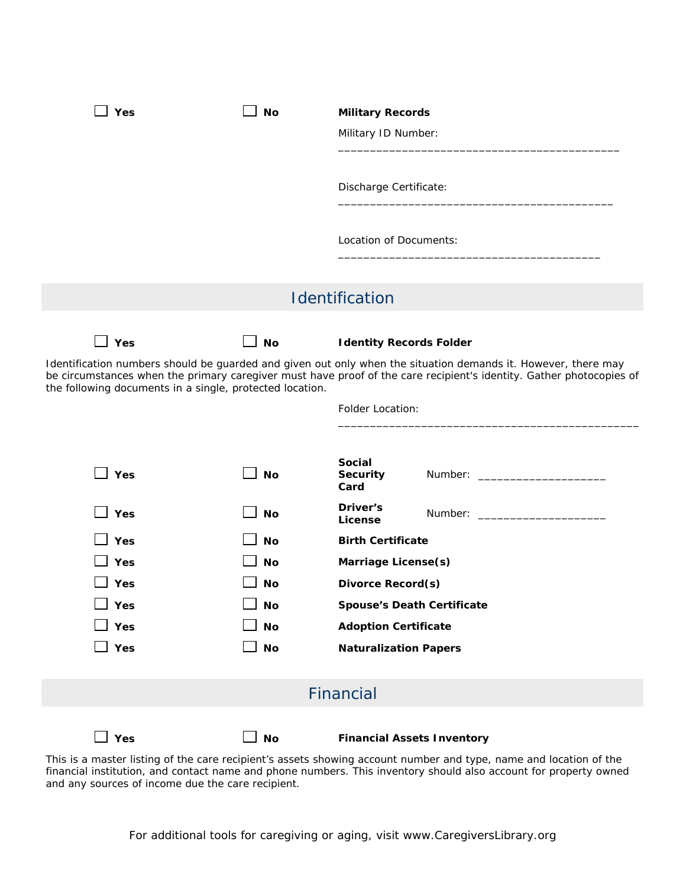☐ **Yes** ☐ **No** **Military Records**

Military ID Number: ____________________________________________

Discharge Certificate: ____________________________________________

Location of Documents: ____________________________________________

## Identification

☐ **Yes** ☐ **No** **Identity Records Folder**

Identification numbers should be guarded and given out only when the situation demands it. However, there may be circumstances when the primary caregiver must have proof of the care recipient's identity. Gather photocopies of the following documents in a single, protected location.

Folder Location: ______________________________________________

☐ **Yes** ☐ **No** **Social Security Card** Number: ____________________

☐ **Yes** ☐ **No** **Driver's License** Number: ____________________

☐ **Yes** ☐ **No** **Birth Certificate**

☐ **Yes** ☐ **No** **Marriage License(s)**

☐ **Yes** ☐ **No** **Divorce Record(s)**

☐ **Yes** ☐ **No** **Spouse's Death Certificate**

☐ **Yes** ☐ **No** **Adoption Certificate**

☐ **Yes** ☐ **No** **Naturalization Papers**

## Financial

☐ **Yes** ☐ **No** **Financial Assets Inventory**

This is a master listing of the care recipient's assets showing account number and type, name and location of the financial institution, and contact name and phone numbers. This inventory should also account for property owned and any sources of income due the care recipient.

For additional tools for caregiving or aging, visit www.CaregiversLibrary.org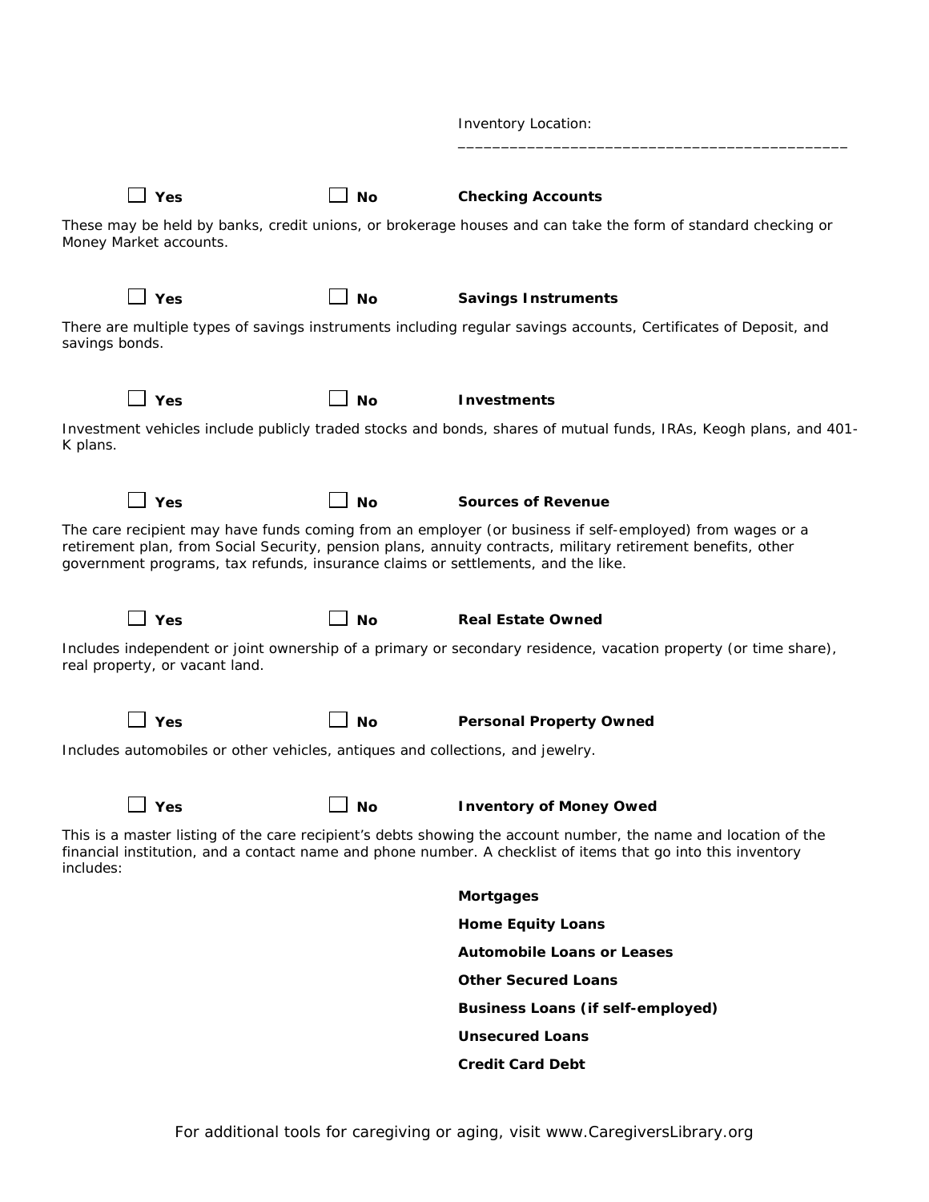Inventory Location: ____________________________________________

☐ **Yes** ☐ **No** **Checking Accounts**

These may be held by banks, credit unions, or brokerage houses and can take the form of standard checking or Money Market accounts.

☐ **Yes** ☐ **No** **Savings Instruments**

There are multiple types of savings instruments including regular savings accounts, Certificates of Deposit, and savings bonds.

☐ **Yes** ☐ **No** **Investments**

Investment vehicles include publicly traded stocks and bonds, shares of mutual funds, IRAs, Keogh plans, and 401-K plans.

☐ **Yes** ☐ **No** **Sources of Revenue**

The care recipient may have funds coming from an employer (or business if self-employed) from wages or a retirement plan, from Social Security, pension plans, annuity contracts, military retirement benefits, other government programs, tax refunds, insurance claims or settlements, and the like.

☐ **Yes** ☐ **No** **Real Estate Owned**

Includes independent or joint ownership of a primary or secondary residence, vacation property (or time share), real property, or vacant land.

☐ **Yes** ☐ **No** **Personal Property Owned**

Includes automobiles or other vehicles, antiques and collections, and jewelry.

☐ **Yes** ☐ **No** **Inventory of Money Owed**

This is a master listing of the care recipient's debts showing the account number, the name and location of the financial institution, and a contact name and phone number. A checklist of items that go into this inventory includes:

**Mortgages**

**Home Equity Loans**

**Automobile Loans or Leases**

**Other Secured Loans**

**Business Loans (if self-employed)**

**Unsecured Loans**

**Credit Card Debt**

For additional tools for caregiving or aging, visit www.CaregiversLibrary.org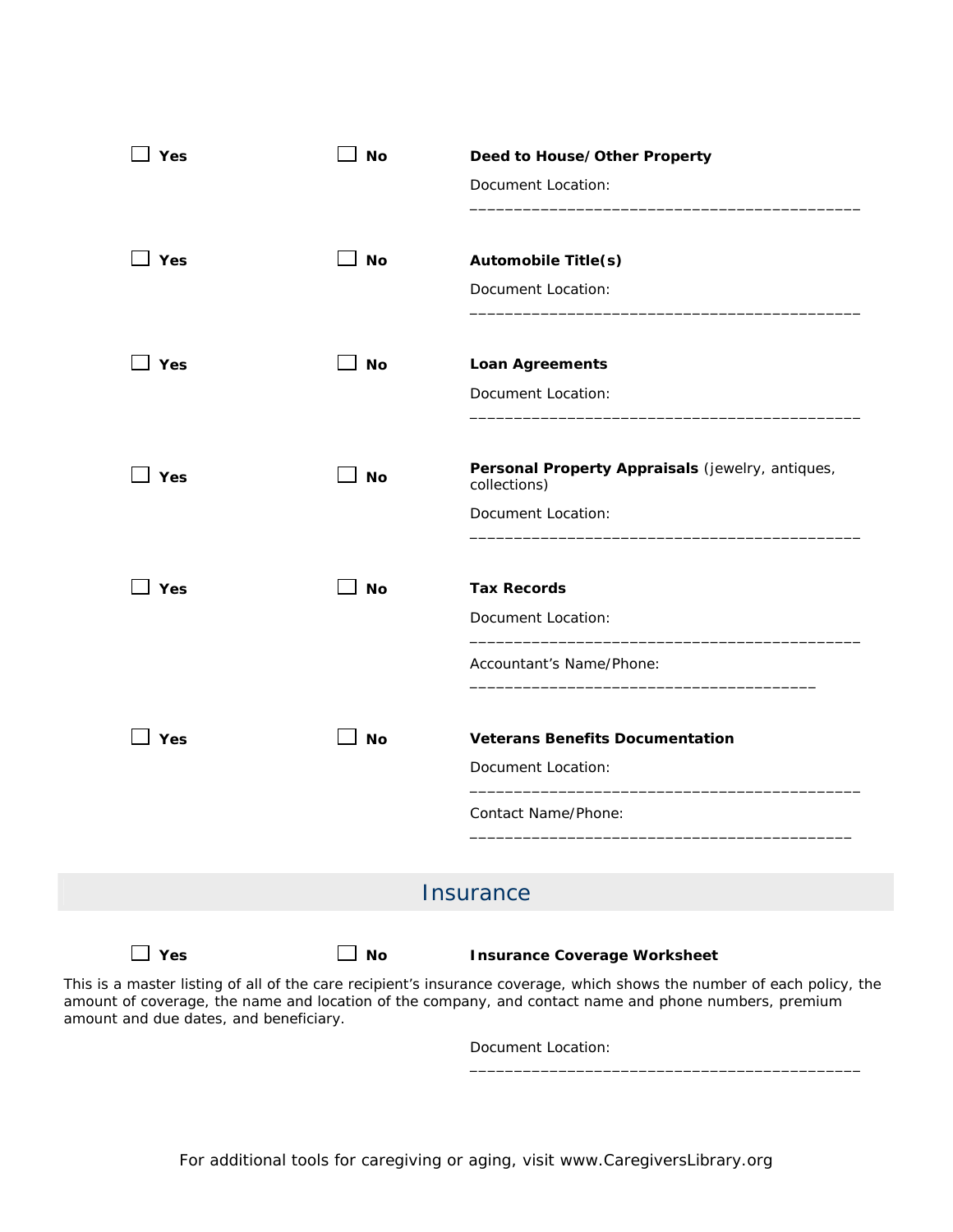☐ **Yes** ☐ **No** **Deed to House/Other Property**

Document Location: ____________________________________________

☐ **Yes** ☐ **No** **Automobile Title(s)**

Document Location: ____________________________________________

☐ **Yes** ☐ **No** **Loan Agreements**

Document Location: ____________________________________________

☐ **Yes** ☐ **No** **Personal Property Appraisals** (jewelry, antiques, collections)

Document Location: ____________________________________________

☐ **Yes** ☐ **No** **Tax Records**

Document Location: ____________________________________________

Accountant's Name/Phone: ______________________________________

☐ **Yes** ☐ **No** **Veterans Benefits Documentation**

Document Location: ____________________________________________

Contact Name/Phone: __________________________________________

## Insurance

☐ **Yes** ☐ **No** **Insurance Coverage Worksheet**

This is a master listing of all of the care recipient's insurance coverage, which shows the number of each policy, the amount of coverage, the name and location of the company, and contact name and phone numbers, premium amount and due dates, and beneficiary.

Document Location: ____________________________________________

For additional tools for caregiving or aging, visit www.CaregiversLibrary.org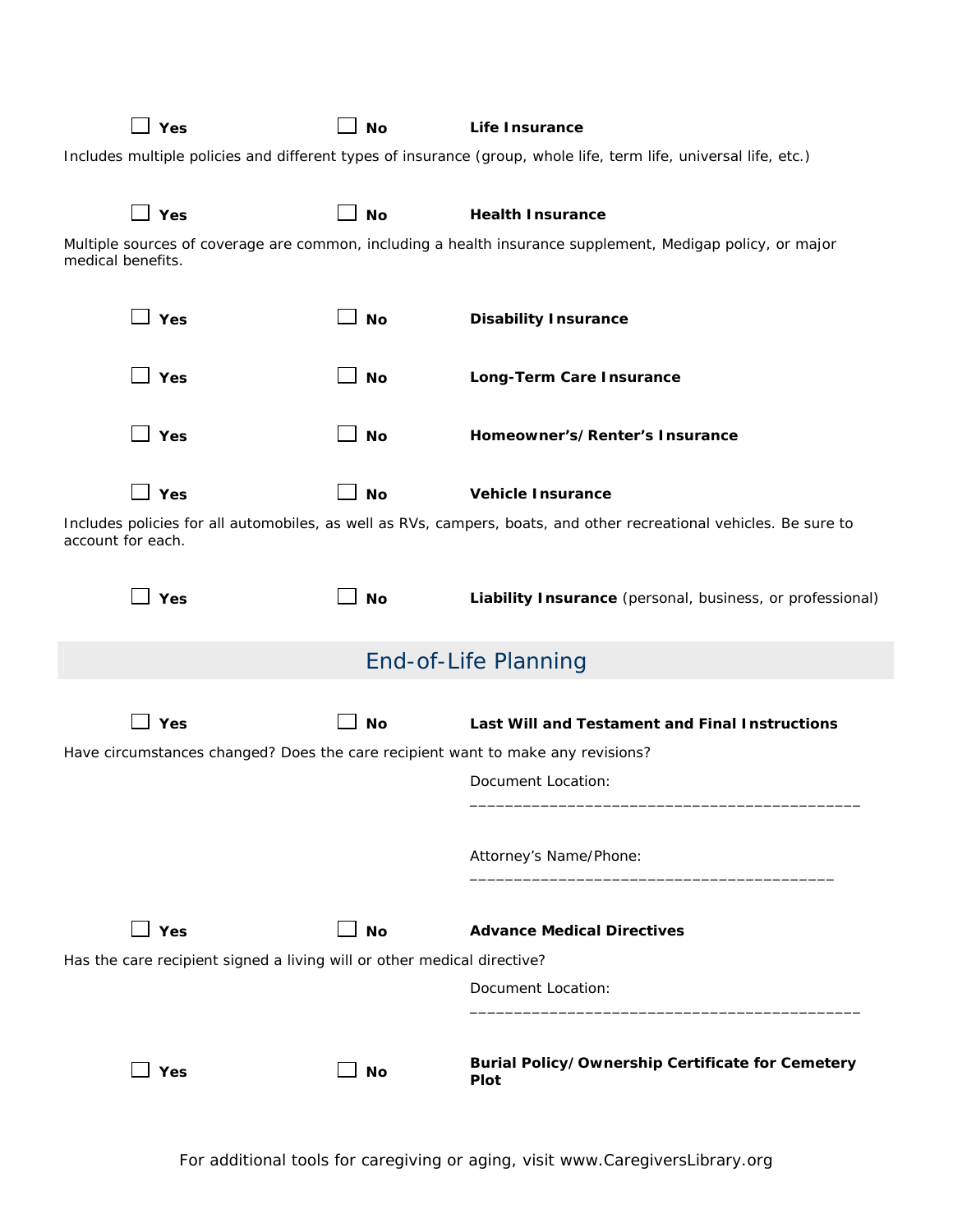☐ **Yes** ☐ **No** **Life Insurance**

Includes multiple policies and different types of insurance (group, whole life, term life, universal life, etc.)

☐ **Yes** ☐ **No** **Health Insurance**

Multiple sources of coverage are common, including a health insurance supplement, Medigap policy, or major medical benefits.

☐ **Yes** ☐ **No** **Disability Insurance**

☐ **Yes** ☐ **No** **Long-Term Care Insurance**

☐ **Yes** ☐ **No** **Homeowner's/Renter's Insurance**

☐ **Yes** ☐ **No** **Vehicle Insurance**

Includes policies for all automobiles, as well as RVs, campers, boats, and other recreational vehicles. Be sure to account for each.

☐ **Yes** ☐ **No** **Liability Insurance** (personal, business, or professional)

## End-of-Life Planning

☐ **Yes** ☐ **No** **Last Will and Testament and Final Instructions**

Have circumstances changed? Does the care recipient want to make any revisions?

Document Location: ___________________________________________

Attorney's Name/Phone: _________________________________________

☐ **Yes** ☐ **No** **Advance Medical Directives**

Has the care recipient signed a living will or other medical directive?

Document Location: ___________________________________________

☐ **Yes** ☐ **No** **Burial Policy/Ownership Certificate for Cemetery Plot**

For additional tools for caregiving or aging, visit www.CaregiversLibrary.org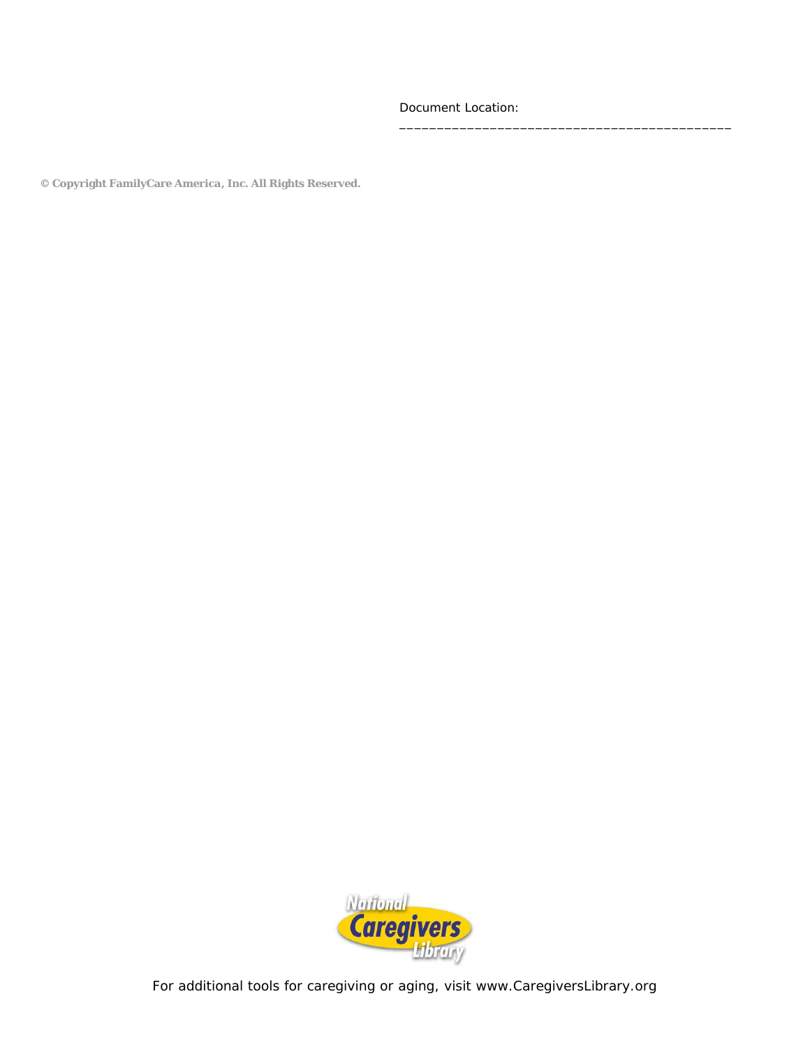Document Location: ___________________________________________

© Copyright FamilyCare America, Inc. All Rights Reserved.

For additional tools for caregiving or aging, visit www.CaregiversLibrary.org